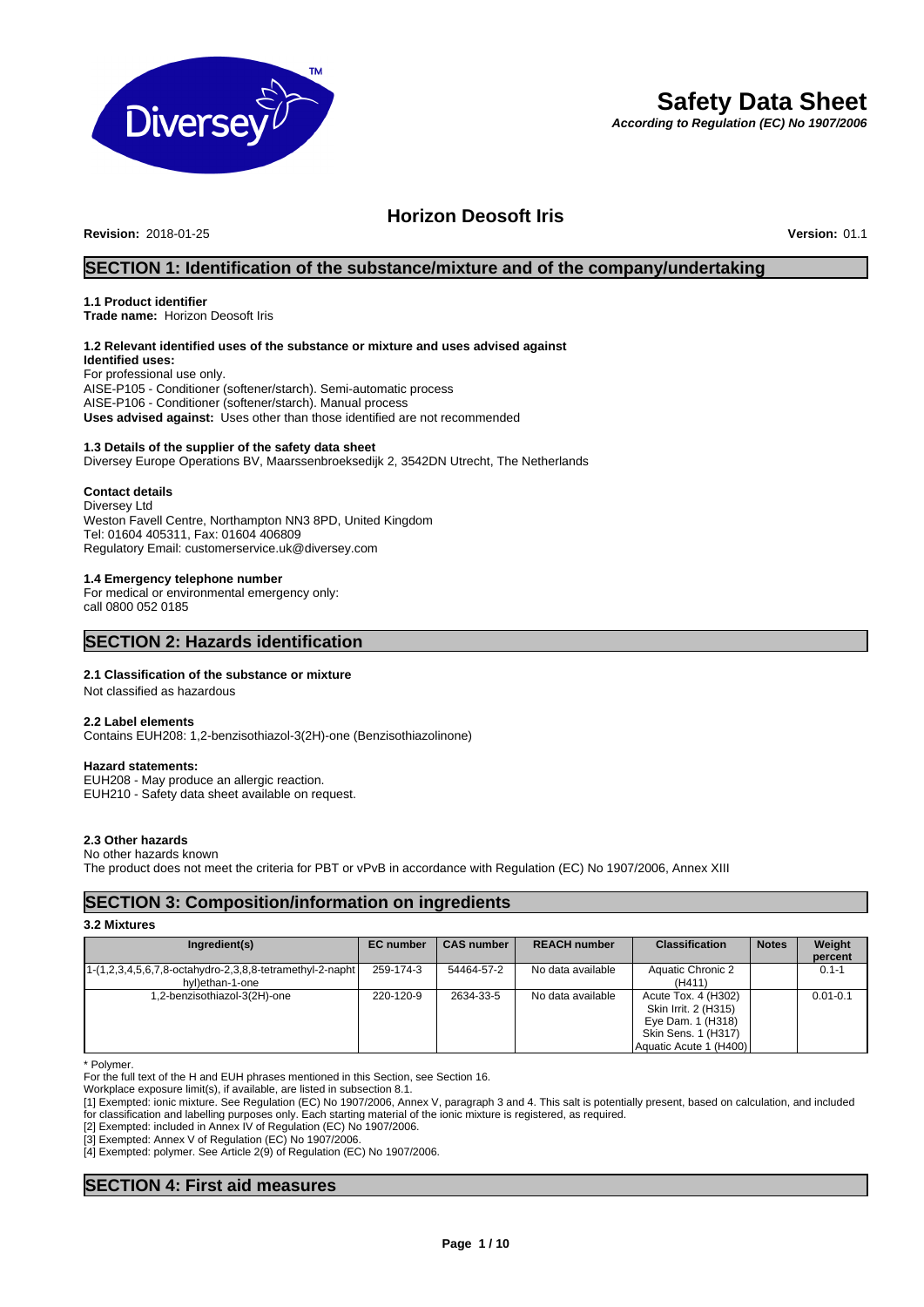# Safety Data Sheet

***According to Regulation (EC) No 1907/2006***

## Horizon Deosoft Iris

**Revision:** 2018-01-25 **Version:** 01.1

## SECTION 1: Identification of the substance/mixture and of the company/undertaking

### 1.1 Product identifier

**Trade name:** Horizon Deosoft Iris

### 1.2 Relevant identified uses of the substance or mixture and uses advised against

**Identified uses:**
For professional use only.
AISE-P105 - Conditioner (softener/starch). Semi-automatic process
AISE-P106 - Conditioner (softener/starch). Manual process
**Uses advised against:** Uses other than those identified are not recommended

### 1.3 Details of the supplier of the safety data sheet

Diversey Europe Operations BV, Maarssenbroeksedijk 2, 3542DN Utrecht, The Netherlands

**Contact details**
Diversey Ltd
Weston Favell Centre, Northampton NN3 8PD, United Kingdom
Tel: 01604 405311, Fax: 01604 406809
Regulatory Email: customerservice.uk@diversey.com

### 1.4 Emergency telephone number

For medical or environmental emergency only:
call 0800 052 0185

## SECTION 2: Hazards identification

### 2.1 Classification of the substance or mixture

Not classified as hazardous

### 2.2 Label elements

Contains EUH208: 1,2-benzisothiazol-3(2H)-one (Benzisothiazolinone)

**Hazard statements:**
EUH208 - May produce an allergic reaction.
EUH210 - Safety data sheet available on request.

### 2.3 Other hazards

No other hazards known
The product does not meet the criteria for PBT or vPvB in accordance with Regulation (EC) No 1907/2006, Annex XIII

## SECTION 3: Composition/information on ingredients

### 3.2 Mixtures

| Ingredient(s) | EC number | CAS number | REACH number | Classification | Notes | Weight percent |
|---|---|---|---|---|---|---|
| 1-(1,2,3,4,5,6,7,8-octahydro-2,3,8,8-tetramethyl-2-naphthyl)ethan-1-one | 259-174-3 | 54464-57-2 | No data available | Aquatic Chronic 2 (H411) | | 0.1-1 |
| 1,2-benzisothiazol-3(2H)-one | 220-120-9 | 2634-33-5 | No data available | Acute Tox. 4 (H302) Skin Irrit. 2 (H315) Eye Dam. 1 (H318) Skin Sens. 1 (H317) Aquatic Acute 1 (H400) | | 0.01-0.1 |

\* Polymer.
For the full text of the H and EUH phrases mentioned in this Section, see Section 16.
Workplace exposure limit(s), if available, are listed in subsection 8.1.
[1] Exempted: ionic mixture. See Regulation (EC) No 1907/2006, Annex V, paragraph 3 and 4. This salt is potentially present, based on calculation, and included for classification and labelling purposes only. Each starting material of the ionic mixture is registered, as required.
[2] Exempted: included in Annex IV of Regulation (EC) No 1907/2006.
[3] Exempted: Annex V of Regulation (EC) No 1907/2006.
[4] Exempted: polymer. See Article 2(9) of Regulation (EC) No 1907/2006.

## SECTION 4: First aid measures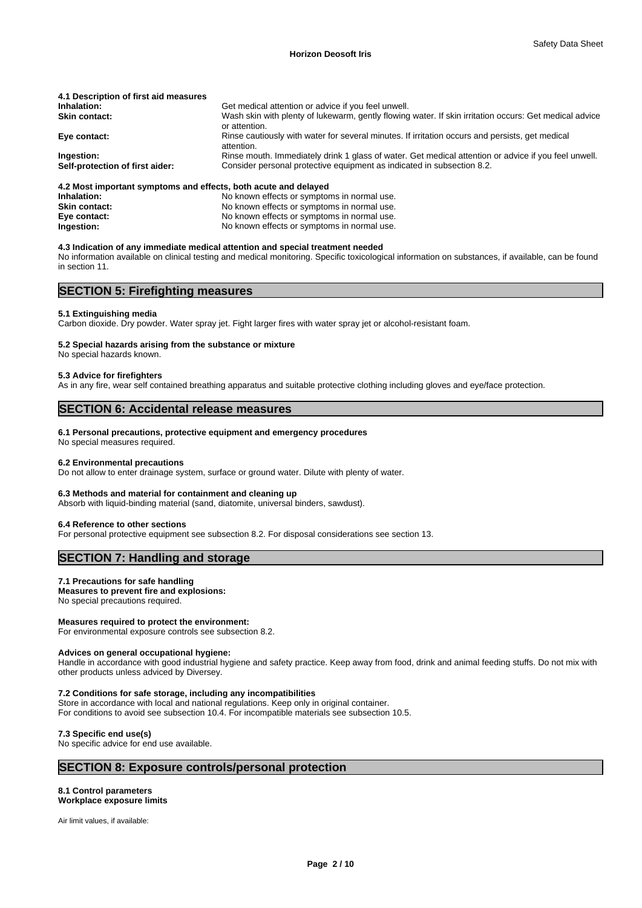#### 4.1 Description of first aid measures

| | |
|---|---|
| **Inhalation:** | Get medical attention or advice if you feel unwell. |
| **Skin contact:** | Wash skin with plenty of lukewarm, gently flowing water. If skin irritation occurs: Get medical advice or attention. |
| **Eye contact:** | Rinse cautiously with water for several minutes. If irritation occurs and persists, get medical attention. |
| **Ingestion:** | Rinse mouth. Immediately drink 1 glass of water. Get medical attention or advice if you feel unwell. |
| **Self-protection of first aider:** | Consider personal protective equipment as indicated in subsection 8.2. |

#### 4.2 Most important symptoms and effects, both acute and delayed

| | |
|---|---|
| **Inhalation:** | No known effects or symptoms in normal use. |
| **Skin contact:** | No known effects or symptoms in normal use. |
| **Eye contact:** | No known effects or symptoms in normal use. |
| **Ingestion:** | No known effects or symptoms in normal use. |

#### 4.3 Indication of any immediate medical attention and special treatment needed

No information available on clinical testing and medical monitoring. Specific toxicological information on substances, if available, can be found in section 11.

## SECTION 5: Firefighting measures

#### 5.1 Extinguishing media

Carbon dioxide. Dry powder. Water spray jet. Fight larger fires with water spray jet or alcohol-resistant foam.

#### 5.2 Special hazards arising from the substance or mixture

No special hazards known.

#### 5.3 Advice for firefighters

As in any fire, wear self contained breathing apparatus and suitable protective clothing including gloves and eye/face protection.

## SECTION 6: Accidental release measures

#### 6.1 Personal precautions, protective equipment and emergency procedures

No special measures required.

#### 6.2 Environmental precautions

Do not allow to enter drainage system, surface or ground water. Dilute with plenty of water.

#### 6.3 Methods and material for containment and cleaning up

Absorb with liquid-binding material (sand, diatomite, universal binders, sawdust).

#### 6.4 Reference to other sections

For personal protective equipment see subsection 8.2. For disposal considerations see section 13.

## SECTION 7: Handling and storage

#### 7.1 Precautions for safe handling

**Measures to prevent fire and explosions:**
No special precautions required.

**Measures required to protect the environment:**
For environmental exposure controls see subsection 8.2.

**Advices on general occupational hygiene:**
Handle in accordance with good industrial hygiene and safety practice. Keep away from food, drink and animal feeding stuffs. Do not mix with other products unless adviced by Diversey.

#### 7.2 Conditions for safe storage, including any incompatibilities

Store in accordance with local and national regulations. Keep only in original container.
For conditions to avoid see subsection 10.4. For incompatible materials see subsection 10.5.

#### 7.3 Specific end use(s)

No specific advice for end use available.

## SECTION 8: Exposure controls/personal protection

#### 8.1 Control parameters

**Workplace exposure limits**

Air limit values, if available: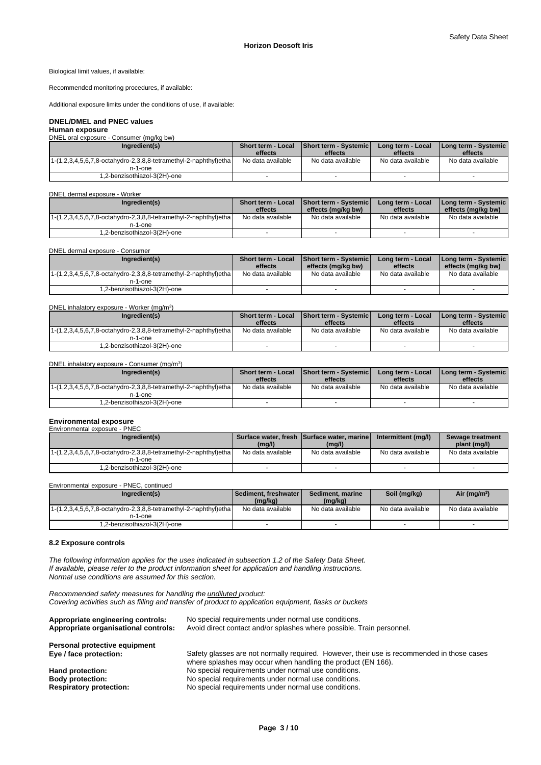Biological limit values, if available:

Recommended monitoring procedures, if available:

Additional exposure limits under the conditions of use, if available:

### DNEL/DMEL and PNEC values

#### Human exposure

DNEL oral exposure - Consumer (mg/kg bw)

| Ingredient(s) | Short term - Local effects | Short term - Systemic effects | Long term - Local effects | Long term - Systemic effects |
|---|---|---|---|---|
| 1-(1,2,3,4,5,6,7,8-octahydro-2,3,8,8-tetramethyl-2-naphthyl)ethan-1-one | No data available | No data available | No data available | No data available |
| 1,2-benzisothiazol-3(2H)-one | - | - | - | - |

DNEL dermal exposure - Worker

| Ingredient(s) | Short term - Local effects | Short term - Systemic effects (mg/kg bw) | Long term - Local effects | Long term - Systemic effects (mg/kg bw) |
|---|---|---|---|---|
| 1-(1,2,3,4,5,6,7,8-octahydro-2,3,8,8-tetramethyl-2-naphthyl)ethan-1-one | No data available | No data available | No data available | No data available |
| 1,2-benzisothiazol-3(2H)-one | - | - | - | - |

DNEL dermal exposure - Consumer

| Ingredient(s) | Short term - Local effects | Short term - Systemic effects (mg/kg bw) | Long term - Local effects | Long term - Systemic effects (mg/kg bw) |
|---|---|---|---|---|
| 1-(1,2,3,4,5,6,7,8-octahydro-2,3,8,8-tetramethyl-2-naphthyl)ethan-1-one | No data available | No data available | No data available | No data available |
| 1,2-benzisothiazol-3(2H)-one | - | - | - | - |

DNEL inhalatory exposure - Worker (mg/m³)

| Ingredient(s) | Short term - Local effects | Short term - Systemic effects | Long term - Local effects | Long term - Systemic effects |
|---|---|---|---|---|
| 1-(1,2,3,4,5,6,7,8-octahydro-2,3,8,8-tetramethyl-2-naphthyl)ethan-1-one | No data available | No data available | No data available | No data available |
| 1,2-benzisothiazol-3(2H)-one | - | - | - | - |

DNEL inhalatory exposure - Consumer (mg/m³)

| Ingredient(s) | Short term - Local effects | Short term - Systemic effects | Long term - Local effects | Long term - Systemic effects |
|---|---|---|---|---|
| 1-(1,2,3,4,5,6,7,8-octahydro-2,3,8,8-tetramethyl-2-naphthyl)ethan-1-one | No data available | No data available | No data available | No data available |
| 1,2-benzisothiazol-3(2H)-one | - | - | - | - |

#### Environmental exposure

Environmental exposure - PNEC

| Ingredient(s) | Surface water, fresh (mg/l) | Surface water, marine (mg/l) | Intermittent (mg/l) | Sewage treatment plant (mg/l) |
|---|---|---|---|---|
| 1-(1,2,3,4,5,6,7,8-octahydro-2,3,8,8-tetramethyl-2-naphthyl)ethan-1-one | No data available | No data available | No data available | No data available |
| 1,2-benzisothiazol-3(2H)-one | - | - | - | - |

Environmental exposure - PNEC, continued

| Ingredient(s) | Sediment, freshwater (mg/kg) | Sediment, marine (mg/kg) | Soil (mg/kg) | Air (mg/m³) |
|---|---|---|---|---|
| 1-(1,2,3,4,5,6,7,8-octahydro-2,3,8,8-tetramethyl-2-naphthyl)ethan-1-one | No data available | No data available | No data available | No data available |
| 1,2-benzisothiazol-3(2H)-one | - | - | - | - |

### 8.2 Exposure controls

*The following information applies for the uses indicated in subsection 1.2 of the Safety Data Sheet.*
*If available, please refer to the product information sheet for application and handling instructions.*
*Normal use conditions are assumed for this section.*

*Recommended safety measures for handling the undiluted product:*
*Covering activities such as filling and transfer of product to application equipment, flasks or buckets*

**Appropriate engineering controls:** No special requirements under normal use conditions.
**Appropriate organisational controls:** Avoid direct contact and/or splashes where possible. Train personnel.

**Personal protective equipment**
**Eye / face protection:** Safety glasses are not normally required. However, their use is recommended in those cases where splashes may occur when handling the product (EN 166).
**Hand protection:** No special requirements under normal use conditions.
**Body protection:** No special requirements under normal use conditions.
**Respiratory protection:** No special requirements under normal use conditions.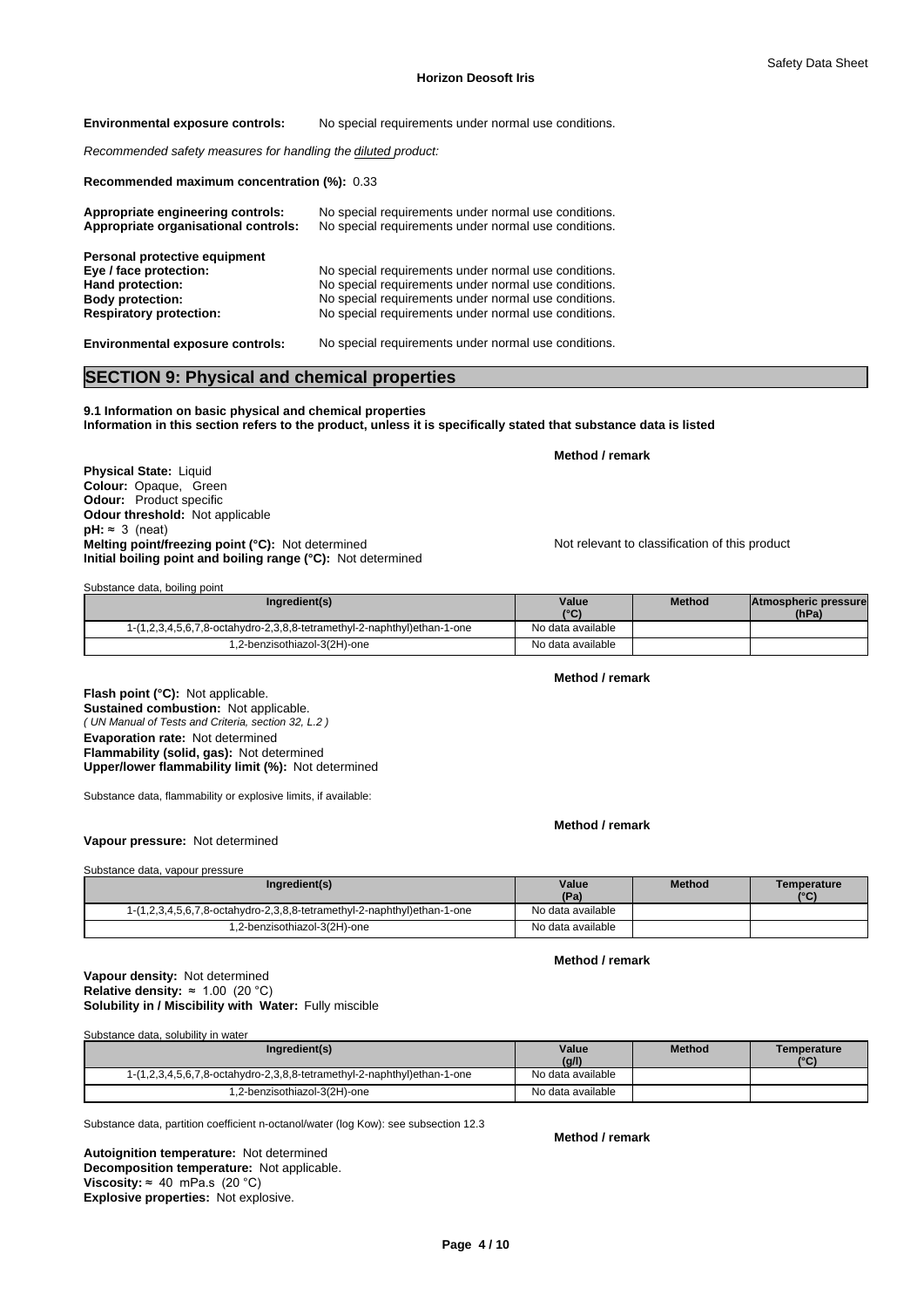**Environmental exposure controls:** No special requirements under normal use conditions.

*Recommended safety measures for handling the diluted product:*

**Recommended maximum concentration (%):** 0.33

**Appropriate engineering controls:** No special requirements under normal use conditions.
**Appropriate organisational controls:** No special requirements under normal use conditions.

**Personal protective equipment**
**Eye / face protection:** No special requirements under normal use conditions.
**Hand protection:** No special requirements under normal use conditions.
**Body protection:** No special requirements under normal use conditions.
**Respiratory protection:** No special requirements under normal use conditions.

**Environmental exposure controls:** No special requirements under normal use conditions.

## SECTION 9: Physical and chemical properties

**9.1 Information on basic physical and chemical properties**
**Information in this section refers to the product, unless it is specifically stated that substance data is listed**

**Method / remark**

**Physical State:** Liquid
**Colour:** Opaque, Green
**Odour:** Product specific
**Odour threshold:** Not applicable
**pH:** ≈ 3 (neat)
**Melting point/freezing point (°C):** Not determined — Not relevant to classification of this product
**Initial boiling point and boiling range (°C):** Not determined

Substance data, boiling point

| Ingredient(s) | Value (°C) | Method | Atmospheric pressure (hPa) |
|---|---|---|---|
| 1-(1,2,3,4,5,6,7,8-octahydro-2,3,8,8-tetramethyl-2-naphthyl)ethan-1-one | No data available | | |
| 1,2-benzisothiazol-3(2H)-one | No data available | | |

**Method / remark**

**Flash point (°C):** Not applicable.
**Sustained combustion:** Not applicable.
*( UN Manual of Tests and Criteria, section 32, L.2 )*
**Evaporation rate:** Not determined
**Flammability (solid, gas):** Not determined
**Upper/lower flammability limit (%):** Not determined

Substance data, flammability or explosive limits, if available:

**Method / remark**

**Vapour pressure:** Not determined

Substance data, vapour pressure

| Ingredient(s) | Value (Pa) | Method | Temperature (°C) |
|---|---|---|---|
| 1-(1,2,3,4,5,6,7,8-octahydro-2,3,8,8-tetramethyl-2-naphthyl)ethan-1-one | No data available | | |
| 1,2-benzisothiazol-3(2H)-one | No data available | | |

**Method / remark**

**Vapour density:** Not determined
**Relative density:** ≈ 1.00 (20 °C)
**Solubility in / Miscibility with Water:** Fully miscible

Substance data, solubility in water

| Ingredient(s) | Value (g/l) | Method | Temperature (°C) |
|---|---|---|---|
| 1-(1,2,3,4,5,6,7,8-octahydro-2,3,8,8-tetramethyl-2-naphthyl)ethan-1-one | No data available | | |
| 1,2-benzisothiazol-3(2H)-one | No data available | | |

Substance data, partition coefficient n-octanol/water (log Kow): see subsection 12.3

**Method / remark**

**Autoignition temperature:** Not determined
**Decomposition temperature:** Not applicable.
**Viscosity:** ≈ 40 mPa.s (20 °C)
**Explosive properties:** Not explosive.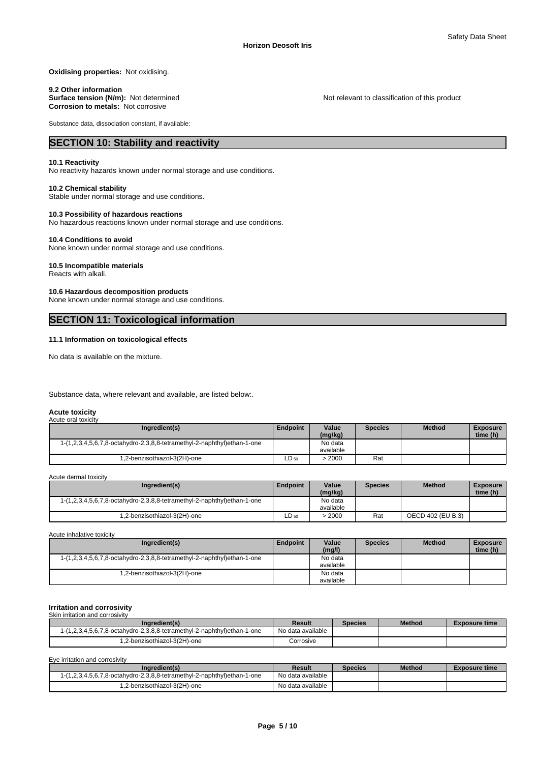**Oxidising properties:** Not oxidising.

**9.2 Other information**
**Surface tension (N/m):** Not determined — Not relevant to classification of this product
**Corrosion to metals:** Not corrosive

Substance data, dissociation constant, if available:

## SECTION 10: Stability and reactivity

**10.1 Reactivity**
No reactivity hazards known under normal storage and use conditions.

**10.2 Chemical stability**
Stable under normal storage and use conditions.

**10.3 Possibility of hazardous reactions**
No hazardous reactions known under normal storage and use conditions.

**10.4 Conditions to avoid**
None known under normal storage and use conditions.

**10.5 Incompatible materials**
Reacts with alkali.

**10.6 Hazardous decomposition products**
None known under normal storage and use conditions.

## SECTION 11: Toxicological information

**11.1 Information on toxicological effects**

No data is available on the mixture.

Substance data, where relevant and available, are listed below:.

**Acute toxicity**

Acute oral toxicity

| Ingredient(s) | Endpoint | Value (mg/kg) | Species | Method | Exposure time (h) |
|---|---|---|---|---|---|
| 1-(1,2,3,4,5,6,7,8-octahydro-2,3,8,8-tetramethyl-2-naphthyl)ethan-1-one | | No data available | | | |
| 1,2-benzisothiazol-3(2H)-one | $LD_{50}$ | > 2000 | Rat | | |

Acute dermal toxicity

| Ingredient(s) | Endpoint | Value (mg/kg) | Species | Method | Exposure time (h) |
|---|---|---|---|---|---|
| 1-(1,2,3,4,5,6,7,8-octahydro-2,3,8,8-tetramethyl-2-naphthyl)ethan-1-one | | No data available | | | |
| 1,2-benzisothiazol-3(2H)-one | $LD_{50}$ | > 2000 | Rat | OECD 402 (EU B.3) | |

Acute inhalative toxicity

| Ingredient(s) | Endpoint | Value (mg/l) | Species | Method | Exposure time (h) |
|---|---|---|---|---|---|
| 1-(1,2,3,4,5,6,7,8-octahydro-2,3,8,8-tetramethyl-2-naphthyl)ethan-1-one | | No data available | | | |
| 1,2-benzisothiazol-3(2H)-one | | No data available | | | |

**Irritation and corrosivity**

Skin irritation and corrosivity

| Ingredient(s) | Result | Species | Method | Exposure time |
|---|---|---|---|---|
| 1-(1,2,3,4,5,6,7,8-octahydro-2,3,8,8-tetramethyl-2-naphthyl)ethan-1-one | No data available | | | |
| 1,2-benzisothiazol-3(2H)-one | Corrosive | | | |

Eye irritation and corrosivity

| Ingredient(s) | Result | Species | Method | Exposure time |
|---|---|---|---|---|
| 1-(1,2,3,4,5,6,7,8-octahydro-2,3,8,8-tetramethyl-2-naphthyl)ethan-1-one | No data available | | | |
| 1,2-benzisothiazol-3(2H)-one | No data available | | | |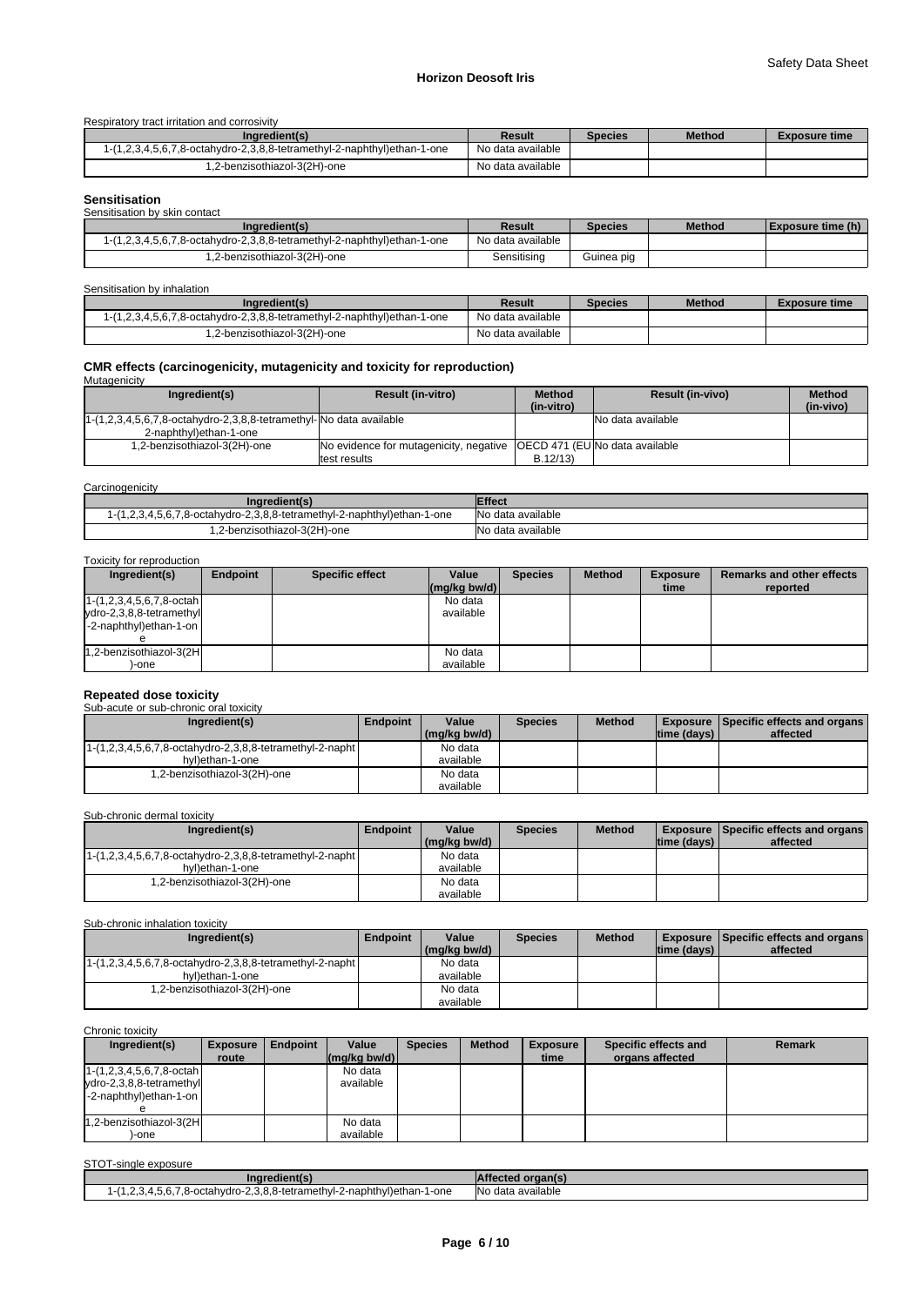Respiratory tract irritation and corrosivity

| Ingredient(s) | Result | Species | Method | Exposure time |
|---|---|---|---|---|
| 1-(1,2,3,4,5,6,7,8-octahydro-2,3,8,8-tetramethyl-2-naphthyl)ethan-1-one | No data available | | | |
| 1,2-benzisothiazol-3(2H)-one | No data available | | | |

## Sensitisation

Sensitisation by skin contact

| Ingredient(s) | Result | Species | Method | Exposure time (h) |
|---|---|---|---|---|
| 1-(1,2,3,4,5,6,7,8-octahydro-2,3,8,8-tetramethyl-2-naphthyl)ethan-1-one | No data available | | | |
| 1,2-benzisothiazol-3(2H)-one | Sensitising | Guinea pig | | |

Sensitisation by inhalation

| Ingredient(s) | Result | Species | Method | Exposure time |
|---|---|---|---|---|
| 1-(1,2,3,4,5,6,7,8-octahydro-2,3,8,8-tetramethyl-2-naphthyl)ethan-1-one | No data available | | | |
| 1,2-benzisothiazol-3(2H)-one | No data available | | | |

## CMR effects (carcinogenicity, mutagenicity and toxicity for reproduction)

Mutagenicity

| Ingredient(s) | Result (in-vitro) | Method (in-vitro) | Result (in-vivo) | Method (in-vivo) |
|---|---|---|---|---|
| 1-(1,2,3,4,5,6,7,8-octahydro-2,3,8,8-tetramethyl-2-naphthyl)ethan-1-one | No data available | | No data available | |
| 1,2-benzisothiazol-3(2H)-one | No evidence for mutagenicity, negative test results | OECD 471 (EU B.12/13) | No data available | |

Carcinogenicity

| Ingredient(s) | Effect |
|---|---|
| 1-(1,2,3,4,5,6,7,8-octahydro-2,3,8,8-tetramethyl-2-naphthyl)ethan-1-one | No data available |
| 1,2-benzisothiazol-3(2H)-one | No data available |

Toxicity for reproduction

| Ingredient(s) | Endpoint | Specific effect | Value (mg/kg bw/d) | Species | Method | Exposure time | Remarks and other effects reported |
|---|---|---|---|---|---|---|---|
| 1-(1,2,3,4,5,6,7,8-octahydro-2,3,8,8-tetramethyl-2-naphthyl)ethan-1-one | | | No data available | | | | |
| 1,2-benzisothiazol-3(2H)-one | | | No data available | | | | |

## Repeated dose toxicity

Sub-acute or sub-chronic oral toxicity

| Ingredient(s) | Endpoint | Value (mg/kg bw/d) | Species | Method | Exposure time (days) | Specific effects and organs affected |
|---|---|---|---|---|---|---|
| 1-(1,2,3,4,5,6,7,8-octahydro-2,3,8,8-tetramethyl-2-naphthyl)ethan-1-one | | No data available | | | | |
| 1,2-benzisothiazol-3(2H)-one | | No data available | | | | |

Sub-chronic dermal toxicity

| Ingredient(s) | Endpoint | Value (mg/kg bw/d) | Species | Method | Exposure time (days) | Specific effects and organs affected |
|---|---|---|---|---|---|---|
| 1-(1,2,3,4,5,6,7,8-octahydro-2,3,8,8-tetramethyl-2-naphthyl)ethan-1-one | | No data available | | | | |
| 1,2-benzisothiazol-3(2H)-one | | No data available | | | | |

Sub-chronic inhalation toxicity

| Ingredient(s) | Endpoint | Value (mg/kg bw/d) | Species | Method | Exposure time (days) | Specific effects and organs affected |
|---|---|---|---|---|---|---|
| 1-(1,2,3,4,5,6,7,8-octahydro-2,3,8,8-tetramethyl-2-naphthyl)ethan-1-one | | No data available | | | | |
| 1,2-benzisothiazol-3(2H)-one | | No data available | | | | |

Chronic toxicity

| Ingredient(s) | Exposure route | Endpoint | Value (mg/kg bw/d) | Species | Method | Exposure time | Specific effects and organs affected | Remark |
|---|---|---|---|---|---|---|---|---|
| 1-(1,2,3,4,5,6,7,8-octahydro-2,3,8,8-tetramethyl-2-naphthyl)ethan-1-one | | | No data available | | | | | |
| 1,2-benzisothiazol-3(2H)-one | | | No data available | | | | | |

STOT-single exposure

| Ingredient(s) | Affected organ(s) |
|---|---|
| 1-(1,2,3,4,5,6,7,8-octahydro-2,3,8,8-tetramethyl-2-naphthyl)ethan-1-one | No data available |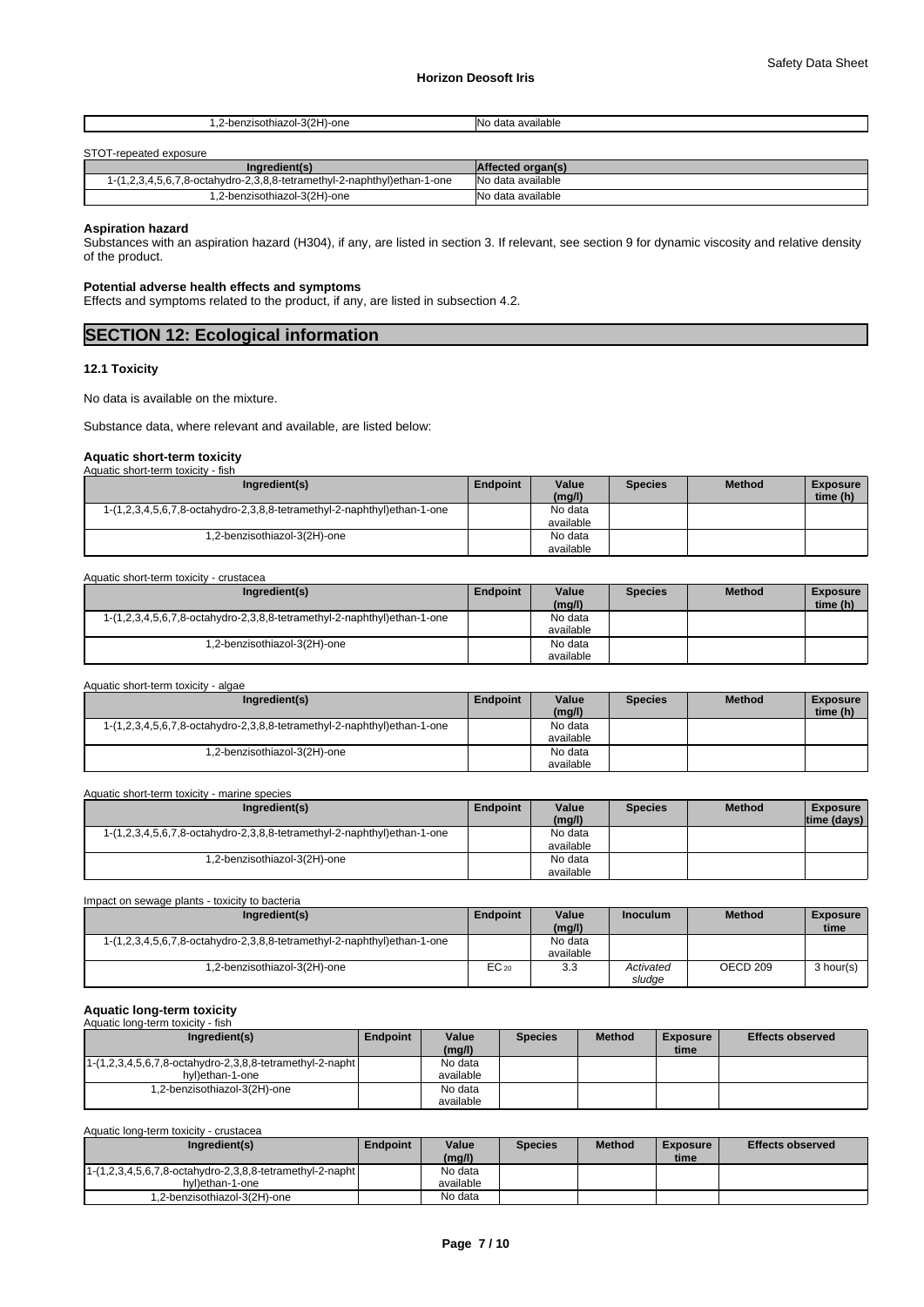| 1,2-benzisothiazol-3(2H)-one | No data available |
|---|---|

STOT-repeated exposure

| Ingredient(s) | Affected organ(s) |
|---|---|
| 1-(1,2,3,4,5,6,7,8-octahydro-2,3,8,8-tetramethyl-2-naphthyl)ethan-1-one | No data available |
| 1,2-benzisothiazol-3(2H)-one | No data available |

**Aspiration hazard**

Substances with an aspiration hazard (H304), if any, are listed in section 3. If relevant, see section 9 for dynamic viscosity and relative density of the product.

**Potential adverse health effects and symptoms**

Effects and symptoms related to the product, if any, are listed in subsection 4.2.

## SECTION 12: Ecological information

### 12.1 Toxicity

No data is available on the mixture.

Substance data, where relevant and available, are listed below:

**Aquatic short-term toxicity**

Aquatic short-term toxicity - fish

| Ingredient(s) | Endpoint | Value (mg/l) | Species | Method | Exposure time (h) |
|---|---|---|---|---|---|
| 1-(1,2,3,4,5,6,7,8-octahydro-2,3,8,8-tetramethyl-2-naphthyl)ethan-1-one | | No data available | | | |
| 1,2-benzisothiazol-3(2H)-one | | No data available | | | |

Aquatic short-term toxicity - crustacea

| Ingredient(s) | Endpoint | Value (mg/l) | Species | Method | Exposure time (h) |
|---|---|---|---|---|---|
| 1-(1,2,3,4,5,6,7,8-octahydro-2,3,8,8-tetramethyl-2-naphthyl)ethan-1-one | | No data available | | | |
| 1,2-benzisothiazol-3(2H)-one | | No data available | | | |

Aquatic short-term toxicity - algae

| Ingredient(s) | Endpoint | Value (mg/l) | Species | Method | Exposure time (h) |
|---|---|---|---|---|---|
| 1-(1,2,3,4,5,6,7,8-octahydro-2,3,8,8-tetramethyl-2-naphthyl)ethan-1-one | | No data available | | | |
| 1,2-benzisothiazol-3(2H)-one | | No data available | | | |

Aquatic short-term toxicity - marine species

| Ingredient(s) | Endpoint | Value (mg/l) | Species | Method | Exposure time (days) |
|---|---|---|---|---|---|
| 1-(1,2,3,4,5,6,7,8-octahydro-2,3,8,8-tetramethyl-2-naphthyl)ethan-1-one | | No data available | | | |
| 1,2-benzisothiazol-3(2H)-one | | No data available | | | |

Impact on sewage plants - toxicity to bacteria

| Ingredient(s) | Endpoint | Value (mg/l) | Inoculum | Method | Exposure time |
|---|---|---|---|---|---|
| 1-(1,2,3,4,5,6,7,8-octahydro-2,3,8,8-tetramethyl-2-naphthyl)ethan-1-one | | No data available | | | |
| 1,2-benzisothiazol-3(2H)-one | $EC_{20}$ | 3.3 | *Activated sludge* | OECD 209 | 3 hour(s) |

**Aquatic long-term toxicity**

Aquatic long-term toxicity - fish

| Ingredient(s) | Endpoint | Value (mg/l) | Species | Method | Exposure time | Effects observed |
|---|---|---|---|---|---|---|
| 1-(1,2,3,4,5,6,7,8-octahydro-2,3,8,8-tetramethyl-2-naphthyl)ethan-1-one | | No data available | | | | |
| 1,2-benzisothiazol-3(2H)-one | | No data available | | | | |

Aquatic long-term toxicity - crustacea

| Ingredient(s) | Endpoint | Value (mg/l) | Species | Method | Exposure time | Effects observed |
|---|---|---|---|---|---|---|
| 1-(1,2,3,4,5,6,7,8-octahydro-2,3,8,8-tetramethyl-2-naphthyl)ethan-1-one | | No data available | | | | |
| 1,2-benzisothiazol-3(2H)-one | | No data | | | | |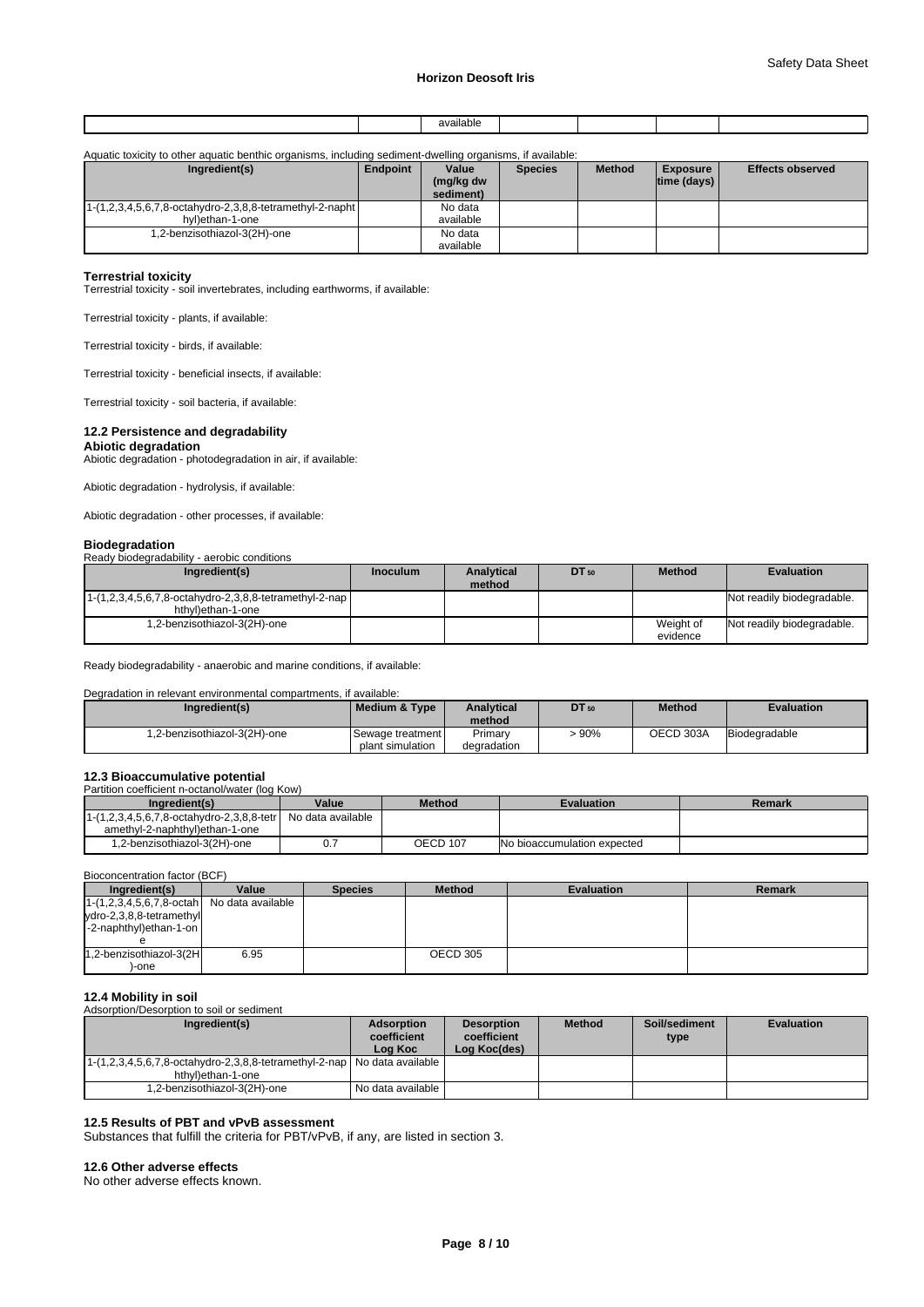| | | available | | | | |
|---|---|---|---|---|---|---|

Aquatic toxicity to other aquatic benthic organisms, including sediment-dwelling organisms, if available:

| Ingredient(s) | Endpoint | Value (mg/kg dw sediment) | Species | Method | Exposure time (days) | Effects observed |
|---|---|---|---|---|---|---|
| 1-(1,2,3,4,5,6,7,8-octahydro-2,3,8,8-tetramethyl-2-naphthyl)ethan-1-one | | No data available | | | | |
| 1,2-benzisothiazol-3(2H)-one | | No data available | | | | |

**Terrestrial toxicity**

Terrestrial toxicity - soil invertebrates, including earthworms, if available:

Terrestrial toxicity - plants, if available:

Terrestrial toxicity - birds, if available:

Terrestrial toxicity - beneficial insects, if available:

Terrestrial toxicity - soil bacteria, if available:

## 12.2 Persistence and degradability

**Abiotic degradation**

Abiotic degradation - photodegradation in air, if available:

Abiotic degradation - hydrolysis, if available:

Abiotic degradation - other processes, if available:

**Biodegradation**

Ready biodegradability - aerobic conditions

| Ingredient(s) | Inoculum | Analytical method | $DT_{50}$ | Method | Evaluation |
|---|---|---|---|---|---|
| 1-(1,2,3,4,5,6,7,8-octahydro-2,3,8,8-tetramethyl-2-naphthyl)ethan-1-one | | | | | Not readily biodegradable. |
| 1,2-benzisothiazol-3(2H)-one | | | | Weight of evidence | Not readily biodegradable. |

Ready biodegradability - anaerobic and marine conditions, if available:

Degradation in relevant environmental compartments, if available:

| Ingredient(s) | Medium & Type | Analytical method | $DT_{50}$ | Method | Evaluation |
|---|---|---|---|---|---|
| 1,2-benzisothiazol-3(2H)-one | Sewage treatment plant simulation | Primary degradation | > 90% | OECD 303A | Biodegradable |

## 12.3 Bioaccumulative potential

Partition coefficient n-octanol/water (log Kow)

| Ingredient(s) | Value | Method | Evaluation | Remark |
|---|---|---|---|---|
| 1-(1,2,3,4,5,6,7,8-octahydro-2,3,8,8-tetramethyl-2-naphthyl)ethan-1-one | No data available | | | |
| 1,2-benzisothiazol-3(2H)-one | 0.7 | OECD 107 | No bioaccumulation expected | |

Bioconcentration factor (BCF)

| Ingredient(s) | Value | Species | Method | Evaluation | Remark |
|---|---|---|---|---|---|
| 1-(1,2,3,4,5,6,7,8-octahydro-2,3,8,8-tetramethyl-2-naphthyl)ethan-1-one | No data available | | | | |
| 1,2-benzisothiazol-3(2H)-one | 6.95 | | OECD 305 | | |

## 12.4 Mobility in soil

Adsorption/Desorption to soil or sediment

| Ingredient(s) | Adsorption coefficient Log Koc | Desorption coefficient Log Koc(des) | Method | Soil/sediment type | Evaluation |
|---|---|---|---|---|---|
| 1-(1,2,3,4,5,6,7,8-octahydro-2,3,8,8-tetramethyl-2-naphthyl)ethan-1-one | No data available | | | | |
| 1,2-benzisothiazol-3(2H)-one | No data available | | | | |

## 12.5 Results of PBT and vPvB assessment

Substances that fulfill the criteria for PBT/vPvB, if any, are listed in section 3.

## 12.6 Other adverse effects

No other adverse effects known.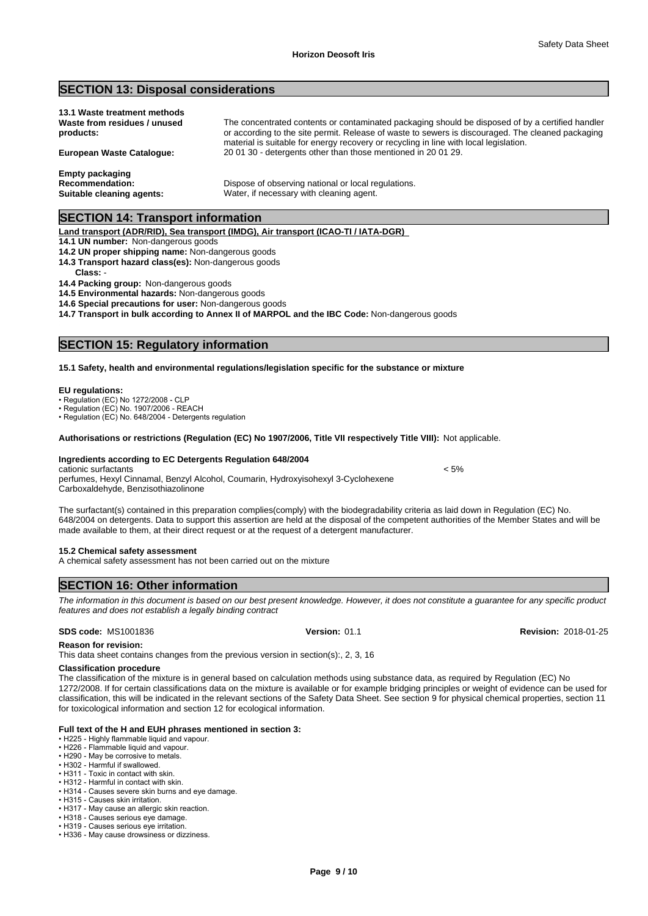## SECTION 13: Disposal considerations

**13.1 Waste treatment methods**

**Waste from residues / unused products:** The concentrated contents or contaminated packaging should be disposed of by a certified handler or according to the site permit. Release of waste to sewers is discouraged. The cleaned packaging material is suitable for energy recovery or recycling in line with local legislation.

**European Waste Catalogue:** 20 01 30 - detergents other than those mentioned in 20 01 29.

**Empty packaging**

**Recommendation:** Dispose of observing national or local regulations.

**Suitable cleaning agents:** Water, if necessary with cleaning agent.

## SECTION 14: Transport information

**Land transport (ADR/RID), Sea transport (IMDG), Air transport (ICAO-TI / IATA-DGR)**

**14.1 UN number:** Non-dangerous goods

**14.2 UN proper shipping name:** Non-dangerous goods

**14.3 Transport hazard class(es):** Non-dangerous goods

**Class:** -

**14.4 Packing group:** Non-dangerous goods

**14.5 Environmental hazards:** Non-dangerous goods

**14.6 Special precautions for user:** Non-dangerous goods

**14.7 Transport in bulk according to Annex II of MARPOL and the IBC Code:** Non-dangerous goods

## SECTION 15: Regulatory information

**15.1 Safety, health and environmental regulations/legislation specific for the substance or mixture**

**EU regulations:**

- Regulation (EC) No 1272/2008 - CLP
- Regulation (EC) No. 1907/2006 - REACH
- Regulation (EC) No. 648/2004 - Detergents regulation

**Authorisations or restrictions (Regulation (EC) No 1907/2006, Title VII respectively Title VIII):** Not applicable.

**Ingredients according to EC Detergents Regulation 648/2004**

| | |
|---|---|
| cationic surfactants | < 5% |
| perfumes, Hexyl Cinnamal, Benzyl Alcohol, Coumarin, Hydroxyisohexyl 3-Cyclohexene Carboxaldehyde, Benzisothiazolinone | |

The surfactant(s) contained in this preparation complies(comply) with the biodegradability criteria as laid down in Regulation (EC) No. 648/2004 on detergents. Data to support this assertion are held at the disposal of the competent authorities of the Member States and will be made available to them, at their direct request or at the request of a detergent manufacturer.

**15.2 Chemical safety assessment**

A chemical safety assessment has not been carried out on the mixture

## SECTION 16: Other information

*The information in this document is based on our best present knowledge. However, it does not constitute a guarantee for any specific product features and does not establish a legally binding contract*

**SDS code:** MS1001836 **Version:** 01.1 **Revision:** 2018-01-25

**Reason for revision:**

This data sheet contains changes from the previous version in section(s):, 2, 3, 16

**Classification procedure**

The classification of the mixture is in general based on calculation methods using substance data, as required by Regulation (EC) No 1272/2008. If for certain classifications data on the mixture is available or for example bridging principles or weight of evidence can be used for classification, this will be indicated in the relevant sections of the Safety Data Sheet. See section 9 for physical chemical properties, section 11 for toxicological information and section 12 for ecological information.

**Full text of the H and EUH phrases mentioned in section 3:**

- H225 - Highly flammable liquid and vapour.
- H226 - Flammable liquid and vapour.
- H290 - May be corrosive to metals.
- H302 - Harmful if swallowed.
- H311 - Toxic in contact with skin.
- H312 - Harmful in contact with skin.
- H314 - Causes severe skin burns and eye damage.
- H315 - Causes skin irritation.
- H317 - May cause an allergic skin reaction.
- H318 - Causes serious eye damage.
- H319 - Causes serious eye irritation.
- H336 - May cause drowsiness or dizziness.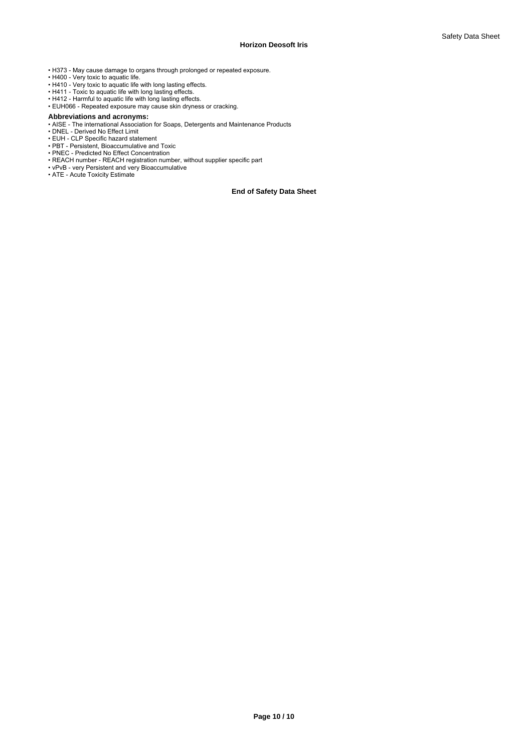- H373 - May cause damage to organs through prolonged or repeated exposure.
- H400 - Very toxic to aquatic life.
- H410 - Very toxic to aquatic life with long lasting effects.
- H411 - Toxic to aquatic life with long lasting effects.
- H412 - Harmful to aquatic life with long lasting effects.
- EUH066 - Repeated exposure may cause skin dryness or cracking.

**Abbreviations and acronyms:**

- AISE - The international Association for Soaps, Detergents and Maintenance Products
- DNEL - Derived No Effect Limit
- EUH - CLP Specific hazard statement
- PBT - Persistent, Bioaccumulative and Toxic
- PNEC - Predicted No Effect Concentration
- REACH number - REACH registration number, without supplier specific part
- vPvB - very Persistent and very Bioaccumulative
- ATE - Acute Toxicity Estimate

**End of Safety Data Sheet**